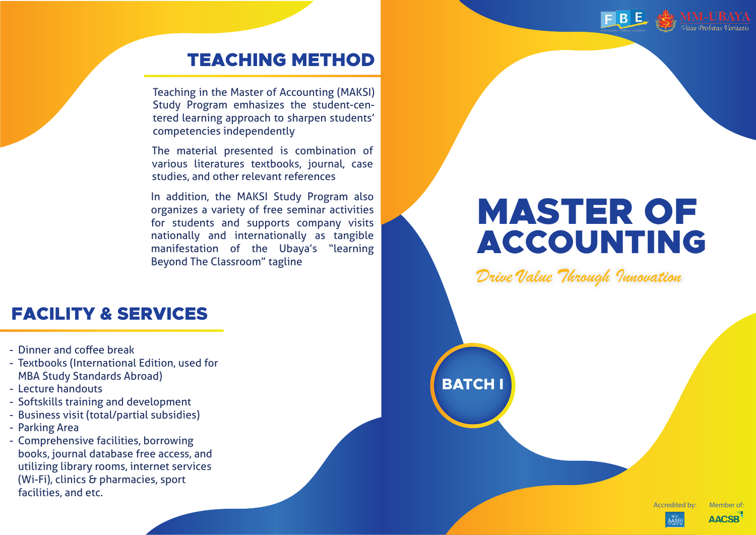## TEACHING METHOD

Teaching in the Master of Accounting (MAKSI) Study Program emhasizes the student-centered learning approach to sharpen students' competencies independently

The material presented is combination of various literatures textbooks, journal, case studies, and other relevant references

In addition, the MAKSI Study Program also organizes a variety of free seminar activities for students and supports company visits nationally and internationally as tangible manifestation of the Ubaya's "learning Beyond The Classroom" tagline

## FACILITY & SERVICES

- Dinner and coffee break
- Textbooks (International Edition, used for MBA Study Standards Abroad)
- Lecture handouts
- Softskills training and development
- Business visit (total/partial subsidies)
- Parking Area
- Comprehensive facilities, borrowing books, journal database free access, and utilizing library rooms, internet services (Wi-Fi), clinics & pharmacies, sport facilities, and etc.

FBE MM-UBAYA *Vitae Probitas Veritatis*

# MASTER OF ACCOUNTING

*Drive Value Through Innovation*

**BATCH I**

Accredited by: AASBI

Member of: AACSB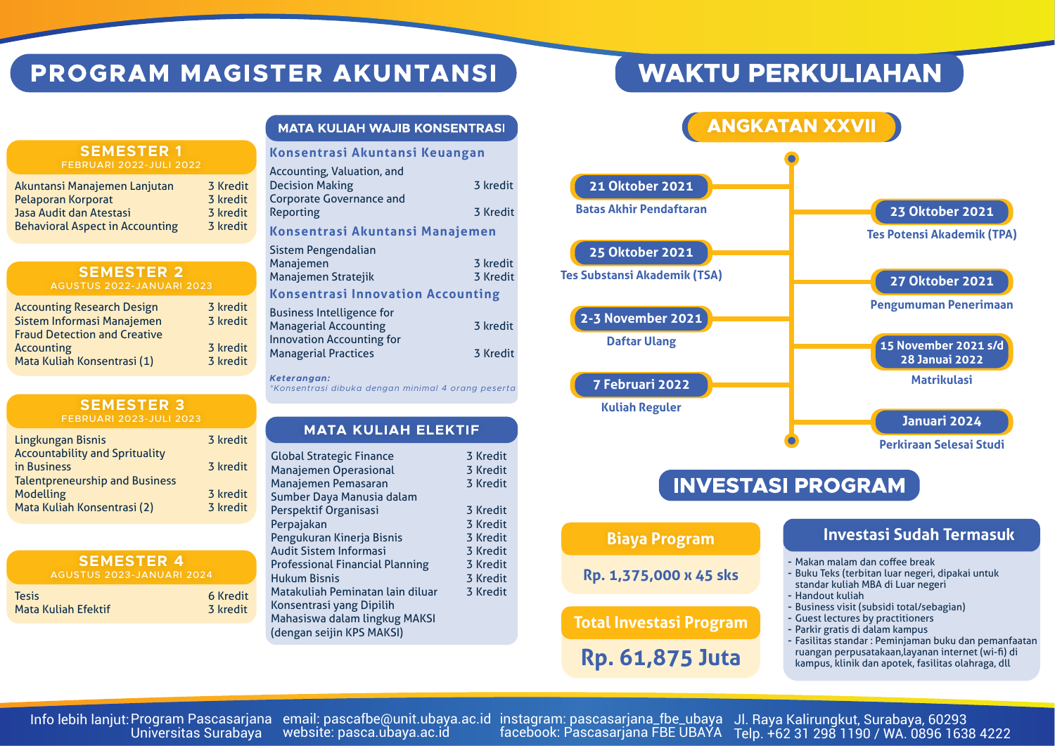# PROGRAM MAGISTER AKUNTANSI

## SEMESTER 1
FEBRUARI 2022-JULI 2022

| | |
|---|---|
| Akuntansi Manajemen Lanjutan | 3 Kredit |
| Pelaporan Korporat | 3 kredit |
| Jasa Audit dan Atestasi | 3 kredit |
| Behavioral Aspect in Accounting | 3 kredit |

## SEMESTER 2
AGUSTUS 2022-JANUARI 2023

| | |
|---|---|
| Accounting Research Design | 3 kredit |
| Sistem Informasi Manajemen | 3 kredit |
| Fraud Detection and Creative Accounting | 3 kredit |
| Mata Kuliah Konsentrasi (1) | 3 kredit |

## SEMESTER 3
FEBRUARI 2023-JULI 2023

| | |
|---|---|
| Lingkungan Bisnis | 3 kredit |
| Accountability and Sprituality in Business | 3 kredit |
| Talentpreneurship and Business Modelling | 3 kredit |
| Mata Kuliah Konsentrasi (2) | 3 kredit |

## SEMESTER 4
AGUSTUS 2023-JANUARI 2024

| | |
|---|---|
| Tesis | 6 Kredit |
| Mata Kuliah Efektif | 3 kredit |

## MATA KULIAH WAJIB KONSENTRASI

### Konsentrasi Akuntansi Keuangan

| | |
|---|---|
| Accounting, Valuation, and Decision Making | 3 kredit |
| Corporate Governance and Reporting | 3 Kredit |

### Konsentrasi Akuntansi Manajemen

| | |
|---|---|
| Sistem Pengendalian Manajemen | 3 kredit |
| Manajemen Stratejik | 3 Kredit |

### Konsentrasi Innovation Accounting

| | |
|---|---|
| Business Intelligence for Managerial Accounting | 3 kredit |
| Innovation Accounting for Managerial Practices | 3 Kredit |

***Keterangan:***
*\*Konsentrasi dibuka dengan minimal 4 orang peserta*

## MATA KULIAH ELEKTIF

| | |
|---|---|
| Global Strategic Finance | 3 Kredit |
| Manajemen Operasional | 3 Kredit |
| Manajemen Pemasaran | 3 Kredit |
| Sumber Daya Manusia dalam Perspektif Organisasi | 3 Kredit |
| Perpajakan | 3 Kredit |
| Pengukuran Kinerja Bisnis | 3 Kredit |
| Audit Sistem Informasi | 3 Kredit |
| Professional Financial Planning | 3 Kredit |
| Hukum Bisnis | 3 Kredit |
| Matakuliah Peminatan lain diluar Konsentrasi yang Dipilih Mahasiswa dalam lingkup MAKSI (dengan seijin KPS MAKSI) | 3 Kredit |

# WAKTU PERKULIAHAN

## ANGKATAN XXVII

- **21 Oktober 2021** – Batas Akhir Pendaftaran
- **23 Oktober 2021** – Tes Potensi Akademik (TPA)
- **25 Oktober 2021** – Tes Substansi Akademik (TSA)
- **27 Oktober 2021** – Pengumuman Penerimaan
- **2-3 November 2021** – Daftar Ulang
- **15 November 2021 s/d 28 Janaui 2022** – Matrikulasi
- **7 Februari 2022** – Kuliah Reguler
- **Januari 2024** – Perkiraan Selesai Studi

# INVESTASI PROGRAM

## Biaya Program
Rp. 1,375,000 x 45 sks

## Total Investasi Program
Rp. 61,875 Juta

## Investasi Sudah Termasuk
- Makan malam dan coffee break
- Buku Teks (terbitan luar negeri, dipakai untuk standar kuliah MBA di Luar negeri
- Handout kuliah
- Business visit (subsidi total/sebagian)
- Guest lectures by practitioners
- Parkir gratis di dalam kampus
- Fasilitas standar : Peminjaman buku dan pemanfaatan ruangan perpusatakaan,layanan internet (wi-fi) di kampus, klinik dan apotek, fasilitas olahraga, dll

Info lebih lanjut: Program Pascasarjana Universitas Surabaya
email: pascafbe@unit.ubaya.ac.id
website: pasca.ubaya.ac.id
instagram: pascasarjana_fbe_ubaya
facebook: Pascasarjana FBE UBAYA
Jl. Raya Kalirungkut, Surabaya, 60293
Telp. +62 31 298 1190 / WA. 0896 1638 4222